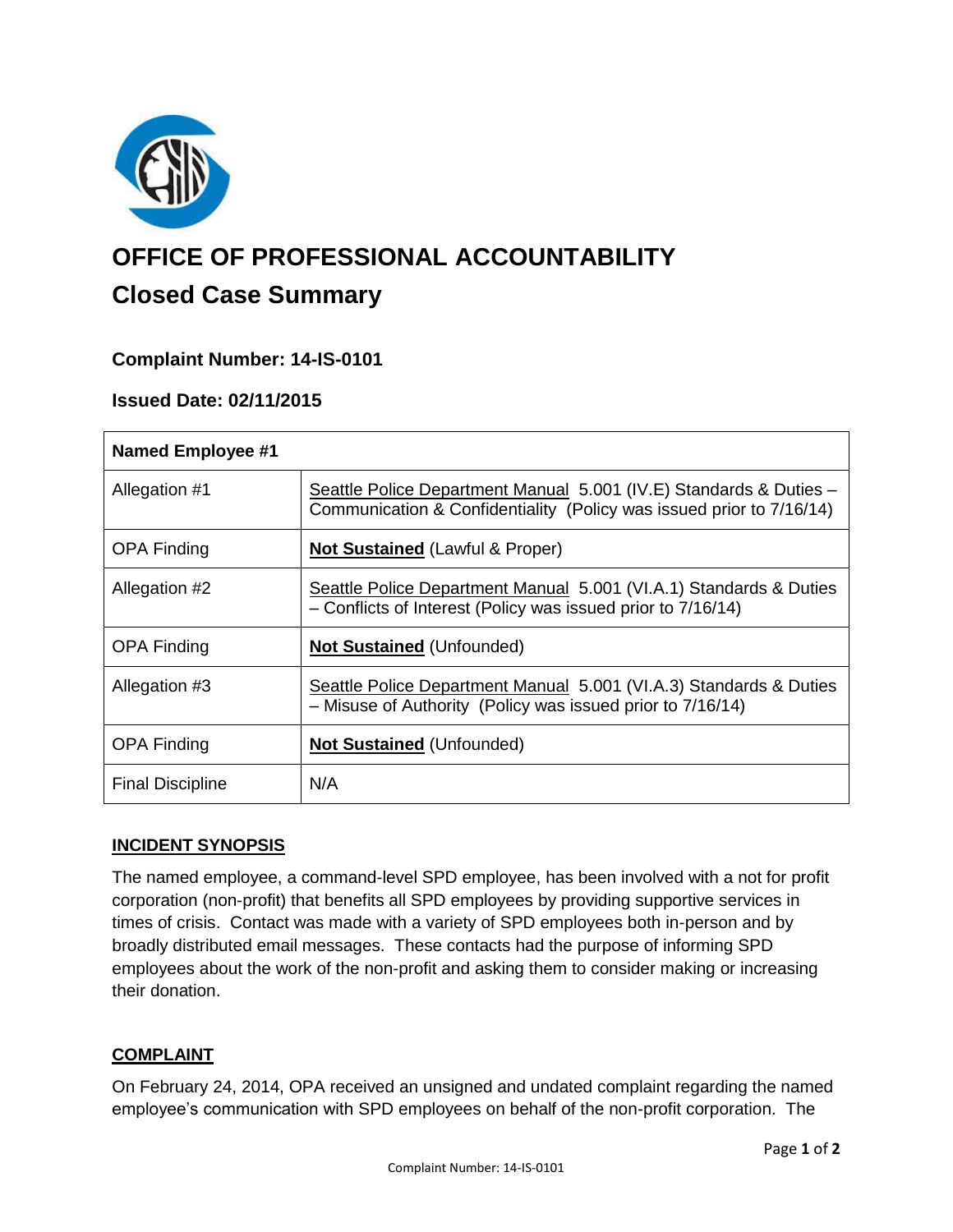# OFFICE OF PROFESSIONAL ACCOUNTABILITY

## Closed Case Summary

### Complaint Number: 14-IS-0101

### Issued Date: 02/11/2015

| Named Employee #1 | |
|---|---|
| Allegation #1 | Seattle Police Department Manual 5.001 (IV.E) Standards & Duties – Communication & Confidentiality (Policy was issued prior to 7/16/14) |
| OPA Finding | **Not Sustained** (Lawful & Proper) |
| Allegation #2 | Seattle Police Department Manual 5.001 (VI.A.1) Standards & Duties – Conflicts of Interest (Policy was issued prior to 7/16/14) |
| OPA Finding | **Not Sustained** (Unfounded) |
| Allegation #3 | Seattle Police Department Manual 5.001 (VI.A.3) Standards & Duties – Misuse of Authority (Policy was issued prior to 7/16/14) |
| OPA Finding | **Not Sustained** (Unfounded) |
| Final Discipline | N/A |

**INCIDENT SYNOPSIS**

The named employee, a command-level SPD employee, has been involved with a not for profit corporation (non-profit) that benefits all SPD employees by providing supportive services in times of crisis. Contact was made with a variety of SPD employees both in-person and by broadly distributed email messages. These contacts had the purpose of informing SPD employees about the work of the non-profit and asking them to consider making or increasing their donation.

**COMPLAINT**

On February 24, 2014, OPA received an unsigned and undated complaint regarding the named employee's communication with SPD employees on behalf of the non-profit corporation. The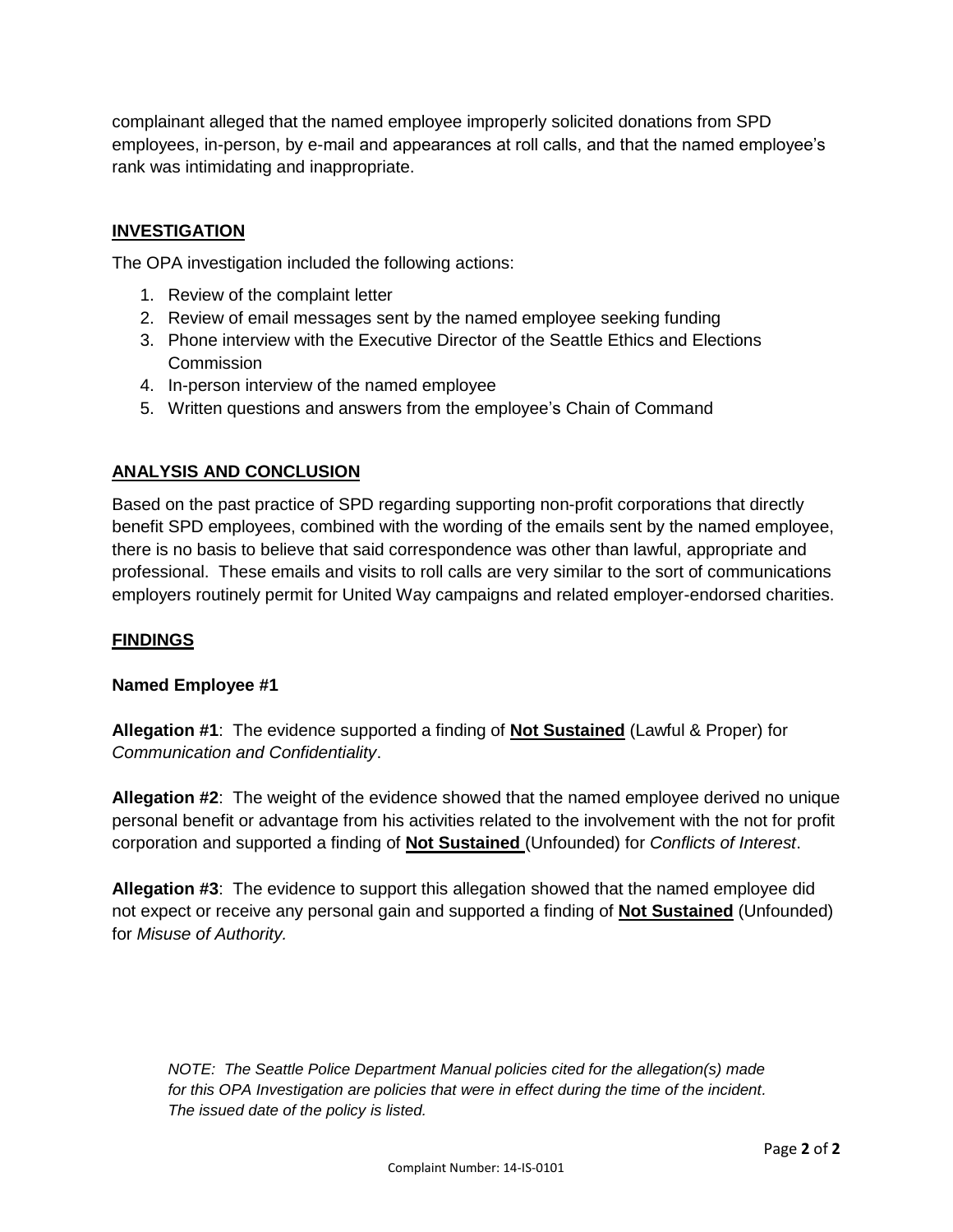complainant alleged that the named employee improperly solicited donations from SPD employees, in-person, by e-mail and appearances at roll calls, and that the named employee's rank was intimidating and inappropriate.

## INVESTIGATION

The OPA investigation included the following actions:

1. Review of the complaint letter
2. Review of email messages sent by the named employee seeking funding
3. Phone interview with the Executive Director of the Seattle Ethics and Elections Commission
4. In-person interview of the named employee
5. Written questions and answers from the employee's Chain of Command

## ANALYSIS AND CONCLUSION

Based on the past practice of SPD regarding supporting non-profit corporations that directly benefit SPD employees, combined with the wording of the emails sent by the named employee, there is no basis to believe that said correspondence was other than lawful, appropriate and professional. These emails and visits to roll calls are very similar to the sort of communications employers routinely permit for United Way campaigns and related employer-endorsed charities.

## FINDINGS

**Named Employee #1**

**Allegation #1**: The evidence supported a finding of **Not Sustained** (Lawful & Proper) for *Communication and Confidentiality*.

**Allegation #2**: The weight of the evidence showed that the named employee derived no unique personal benefit or advantage from his activities related to the involvement with the not for profit corporation and supported a finding of **Not Sustained** (Unfounded) for *Conflicts of Interest*.

**Allegation #3**: The evidence to support this allegation showed that the named employee did not expect or receive any personal gain and supported a finding of **Not Sustained** (Unfounded) for *Misuse of Authority.*

*NOTE: The Seattle Police Department Manual policies cited for the allegation(s) made for this OPA Investigation are policies that were in effect during the time of the incident. The issued date of the policy is listed.*

Complaint Number: 14-IS-0101